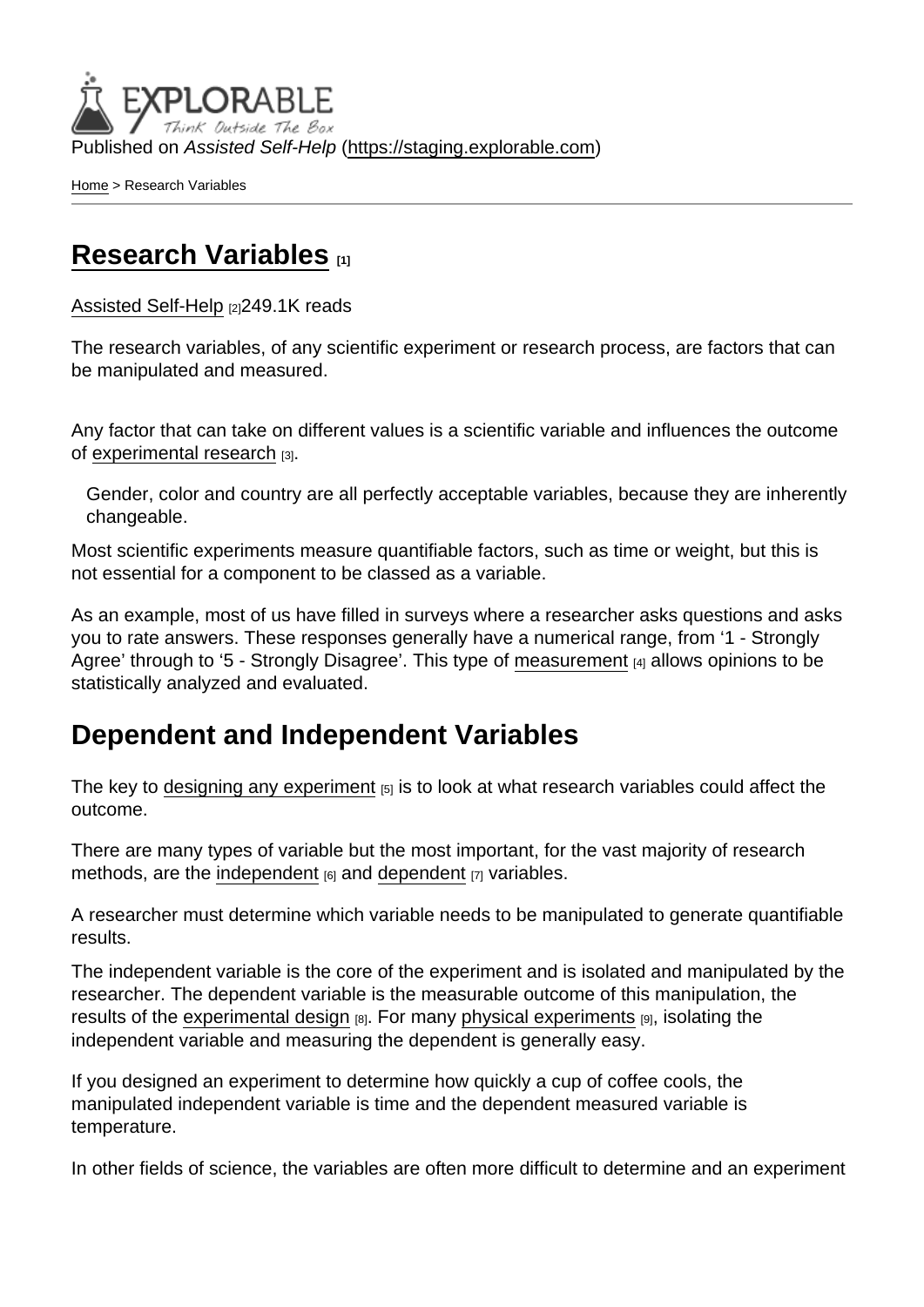Published on *Assisted Self-Help* (https://staging.explorable.com)

Home > Research Variables

# Research Variables [1]

Assisted Self-Help [2]249.1K reads

The research variables, of any scientific experiment or research process, are factors that can be manipulated and measured.

Any factor that can take on different values is a scientific variable and influences the outcome of experimental research [3].

> Gender, color and country are all perfectly acceptable variables, because they are inherently changeable.

Most scientific experiments measure quantifiable factors, such as time or weight, but this is not essential for a component to be classed as a variable.

As an example, most of us have filled in surveys where a researcher asks questions and asks you to rate answers. These responses generally have a numerical range, from '1 - Strongly Agree' through to '5 - Strongly Disagree'. This type of measurement [4] allows opinions to be statistically analyzed and evaluated.

## Dependent and Independent Variables

The key to designing any experiment [5] is to look at what research variables could affect the outcome.

There are many types of variable but the most important, for the vast majority of research methods, are the independent [6] and dependent [7] variables.

A researcher must determine which variable needs to be manipulated to generate quantifiable results.

The independent variable is the core of the experiment and is isolated and manipulated by the researcher. The dependent variable is the measurable outcome of this manipulation, the results of the experimental design [8]. For many physical experiments [9], isolating the independent variable and measuring the dependent is generally easy.

If you designed an experiment to determine how quickly a cup of coffee cools, the manipulated independent variable is time and the dependent measured variable is temperature.

In other fields of science, the variables are often more difficult to determine and an experiment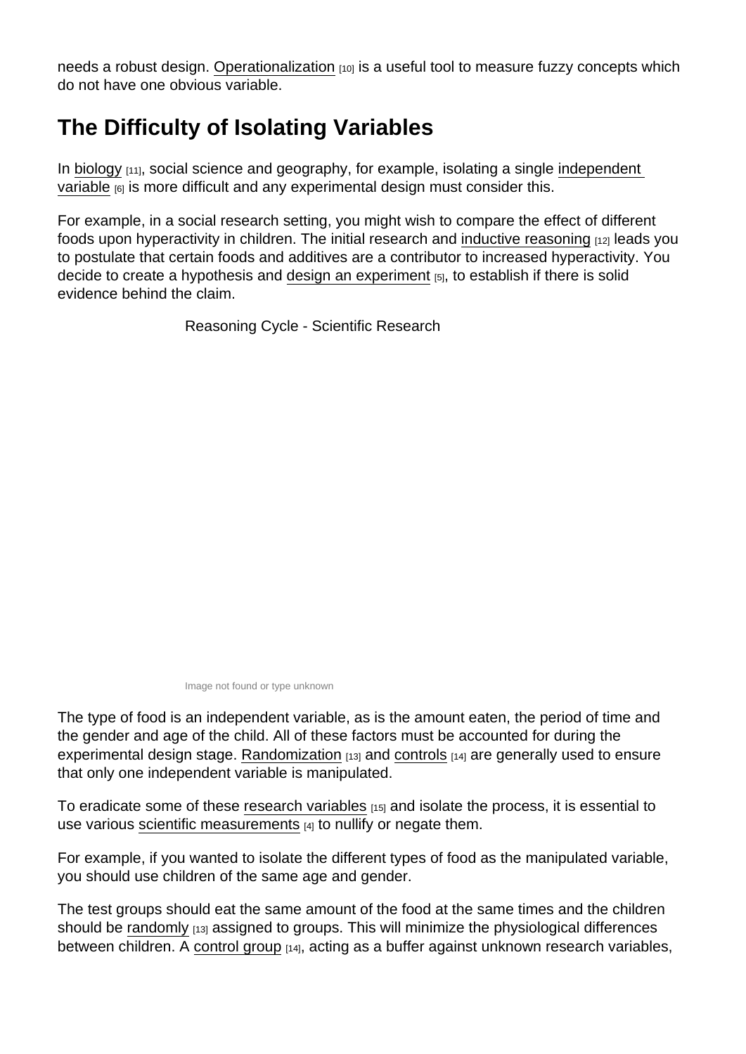needs a robust design. Operationalization [10] is a useful tool to measure fuzzy concepts which do not have one obvious variable.

## The Difficulty of Isolating Variables

In biology [11], social science and geography, for example, isolating a single independent variable [6] is more difficult and any experimental design must consider this.

For example, in a social research setting, you might wish to compare the effect of different foods upon hyperactivity in children. The initial research and inductive reasoning [12] leads you to postulate that certain foods and additives are a contributor to increased hyperactivity. You decide to create a hypothesis and design an experiment [5], to establish if there is solid evidence behind the claim.

Reasoning Cycle - Scientific Research

Image not found or type unknown

The type of food is an independent variable, as is the amount eaten, the period of time and the gender and age of the child. All of these factors must be accounted for during the experimental design stage. Randomization [13] and controls [14] are generally used to ensure that only one independent variable is manipulated.

To eradicate some of these research variables [15] and isolate the process, it is essential to use various scientific measurements [4] to nullify or negate them.

For example, if you wanted to isolate the different types of food as the manipulated variable, you should use children of the same age and gender.

The test groups should eat the same amount of the food at the same times and the children should be randomly [13] assigned to groups. This will minimize the physiological differences between children. A control group [14], acting as a buffer against unknown research variables,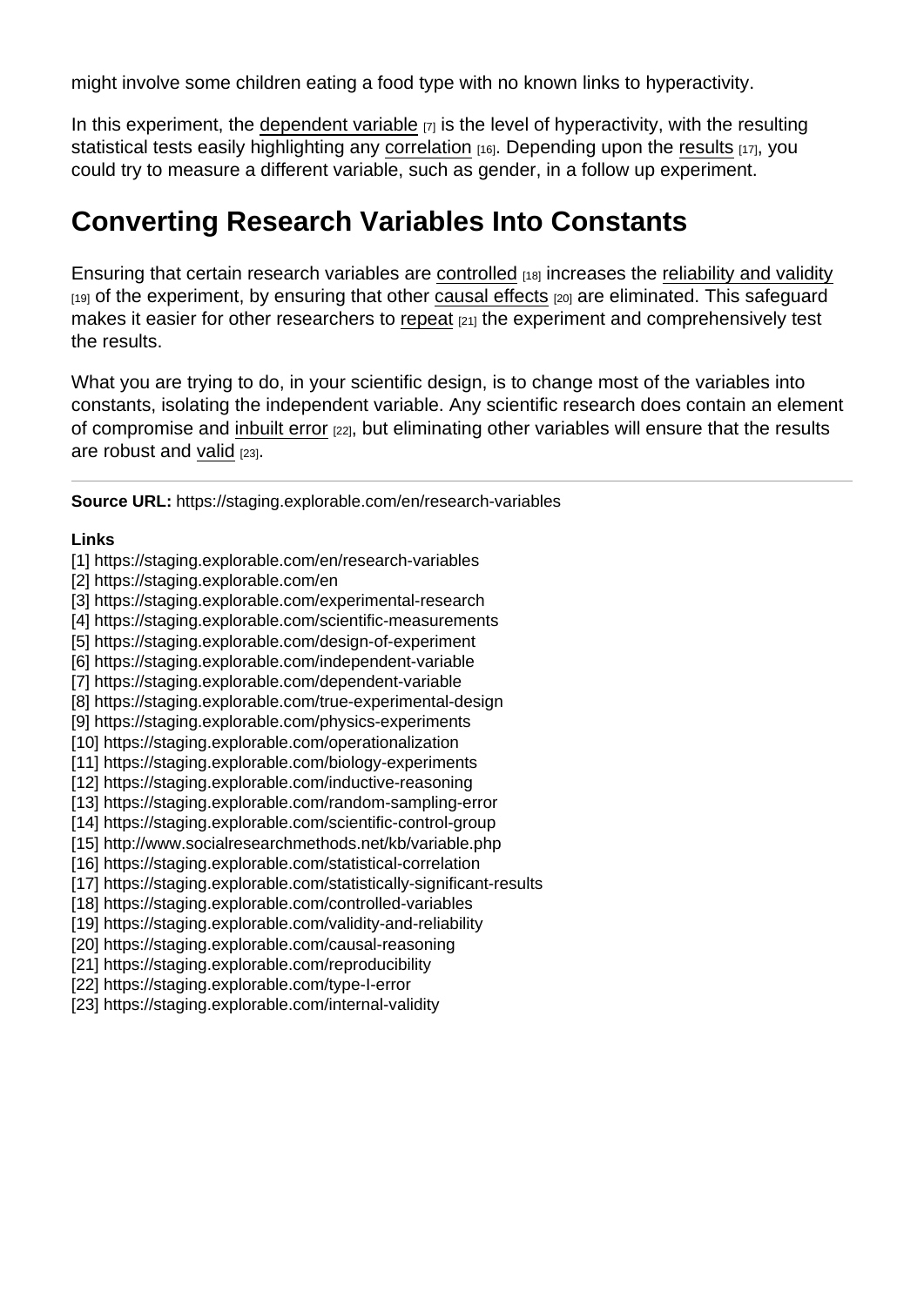might involve some children eating a food type with no known links to hyperactivity.

In this experiment, the dependent variable [7] is the level of hyperactivity, with the resulting statistical tests easily highlighting any correlation [16]. Depending upon the results [17], you could try to measure a different variable, such as gender, in a follow up experiment.

## Converting Research Variables Into Constants

Ensuring that certain research variables are controlled [18] increases the reliability and validity [19] of the experiment, by ensuring that other causal effects [20] are eliminated. This safeguard makes it easier for other researchers to repeat [21] the experiment and comprehensively test the results.

What you are trying to do, in your scientific design, is to change most of the variables into constants, isolating the independent variable. Any scientific research does contain an element of compromise and inbuilt error [22], but eliminating other variables will ensure that the results are robust and valid [23].

---

**Source URL:** https://staging.explorable.com/en/research-variables

**Links**
[1] https://staging.explorable.com/en/research-variables
[2] https://staging.explorable.com/en
[3] https://staging.explorable.com/experimental-research
[4] https://staging.explorable.com/scientific-measurements
[5] https://staging.explorable.com/design-of-experiment
[6] https://staging.explorable.com/independent-variable
[7] https://staging.explorable.com/dependent-variable
[8] https://staging.explorable.com/true-experimental-design
[9] https://staging.explorable.com/physics-experiments
[10] https://staging.explorable.com/operationalization
[11] https://staging.explorable.com/biology-experiments
[12] https://staging.explorable.com/inductive-reasoning
[13] https://staging.explorable.com/random-sampling-error
[14] https://staging.explorable.com/scientific-control-group
[15] http://www.socialresearchmethods.net/kb/variable.php
[16] https://staging.explorable.com/statistical-correlation
[17] https://staging.explorable.com/statistically-significant-results
[18] https://staging.explorable.com/controlled-variables
[19] https://staging.explorable.com/validity-and-reliability
[20] https://staging.explorable.com/causal-reasoning
[21] https://staging.explorable.com/reproducibility
[22] https://staging.explorable.com/type-I-error
[23] https://staging.explorable.com/internal-validity